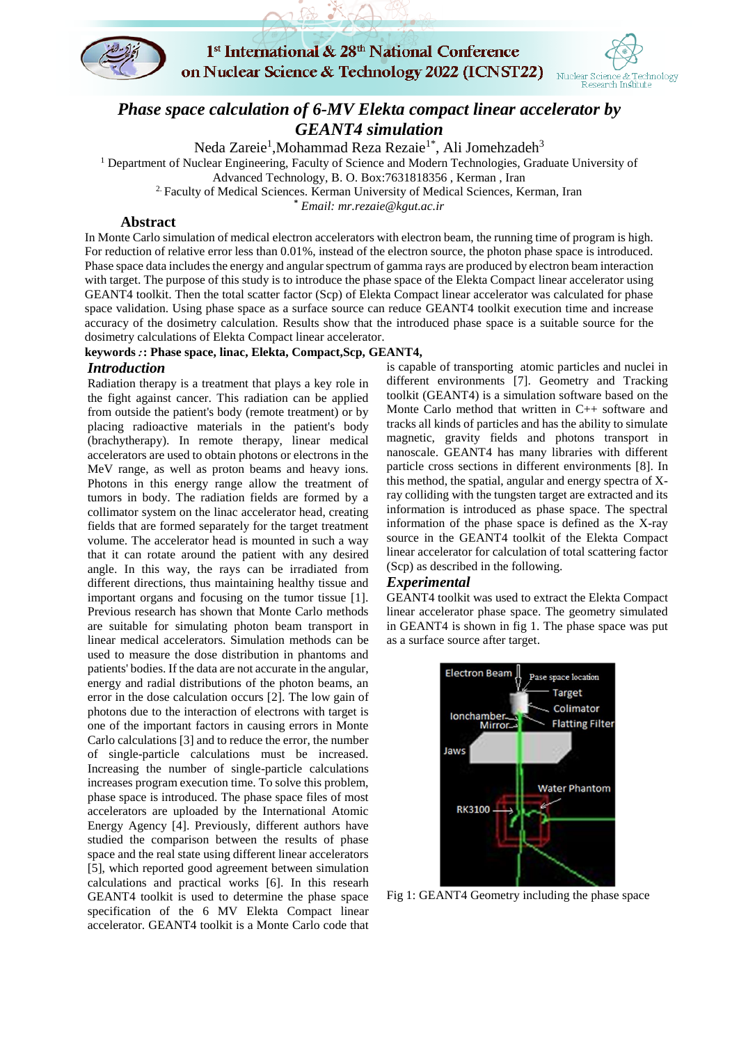# Phase space calculation of 6-MV Elekta compact linear accelerator by GEANT4 simulation

Neda Zareie[1],Mohammad Reza Rezaie[1*], Ali Jomehzadeh[3]

[1] Department of Nuclear Engineering, Faculty of Science and Modern Technologies, Graduate University of Advanced Technology, B. O. Box:7631818356 , Kerman , Iran

[2.] Faculty of Medical Sciences. Kerman University of Medical Sciences, Kerman, Iran

[*] *Email: mr.rezaie@kgut.ac.ir*

## Abstract

In Monte Carlo simulation of medical electron accelerators with electron beam, the running time of program is high. For reduction of relative error less than 0.01%, instead of the electron source, the photon phase space is introduced. Phase space data includes the energy and angular spectrum of gamma rays are produced by electron beam interaction with target. The purpose of this study is to introduce the phase space of the Elekta Compact linear accelerator using GEANT4 toolkit. Then the total scatter factor (Scp) of Elekta Compact linear accelerator was calculated for phase space validation. Using phase space as a surface source can reduce GEANT4 toolkit execution time and increase accuracy of the dosimetry calculation. Results show that the introduced phase space is a suitable source for the dosimetry calculations of Elekta Compact linear accelerator.

**keywords *:*: Phase space, linac, Elekta, Compact,Scp, GEANT4,**

## *Introduction*

Radiation therapy is a treatment that plays a key role in the fight against cancer. This radiation can be applied from outside the patient's body (remote treatment) or by placing radioactive materials in the patient's body (brachytherapy). In remote therapy, linear medical accelerators are used to obtain photons or electrons in the MeV range, as well as proton beams and heavy ions. Photons in this energy range allow the treatment of tumors in body. The radiation fields are formed by a collimator system on the linac accelerator head, creating fields that are formed separately for the target treatment volume. The accelerator head is mounted in such a way that it can rotate around the patient with any desired angle. In this way, the rays can be irradiated from different directions, thus maintaining healthy tissue and important organs and focusing on the tumor tissue [1]. Previous research has shown that Monte Carlo methods are suitable for simulating photon beam transport in linear medical accelerators. Simulation methods can be used to measure the dose distribution in phantoms and patients' bodies. If the data are not accurate in the angular, energy and radial distributions of the photon beams, an error in the dose calculation occurs [2]. The low gain of photons due to the interaction of electrons with target is one of the important factors in causing errors in Monte Carlo calculations [3] and to reduce the error, the number of single-particle calculations must be increased. Increasing the number of single-particle calculations increases program execution time. To solve this problem, phase space is introduced. The phase space files of most accelerators are uploaded by the International Atomic Energy Agency [4]. Previously, different authors have studied the comparison between the results of phase space and the real state using different linear accelerators [5], which reported good agreement between simulation calculations and practical works [6]. In this research GEANT4 toolkit is used to determine the phase space specification of the 6 MV Elekta Compact linear accelerator. GEANT4 toolkit is a Monte Carlo code that is capable of transporting atomic particles and nuclei in different environments [7]. Geometry and Tracking toolkit (GEANT4) is a simulation software based on the Monte Carlo method that written in C++ software and tracks all kinds of particles and has the ability to simulate magnetic, gravity fields and photons transport in nanoscale. GEANT4 has many libraries with different particle cross sections in different environments [8]. In this method, the spatial, angular and energy spectra of X-ray colliding with the tungsten target are extracted and its information is introduced as phase space. The spectral information of the phase space is defined as the X-ray source in the GEANT4 toolkit of the Elekta Compact linear accelerator for calculation of total scattering factor (Scp) as described in the following.

## *Experimental*

GEANT4 toolkit was used to extract the Elekta Compact linear accelerator phase space. The geometry simulated in GEANT4 is shown in fig 1. The phase space was put as a surface source after target.

Fig 1: GEANT4 Geometry including the phase space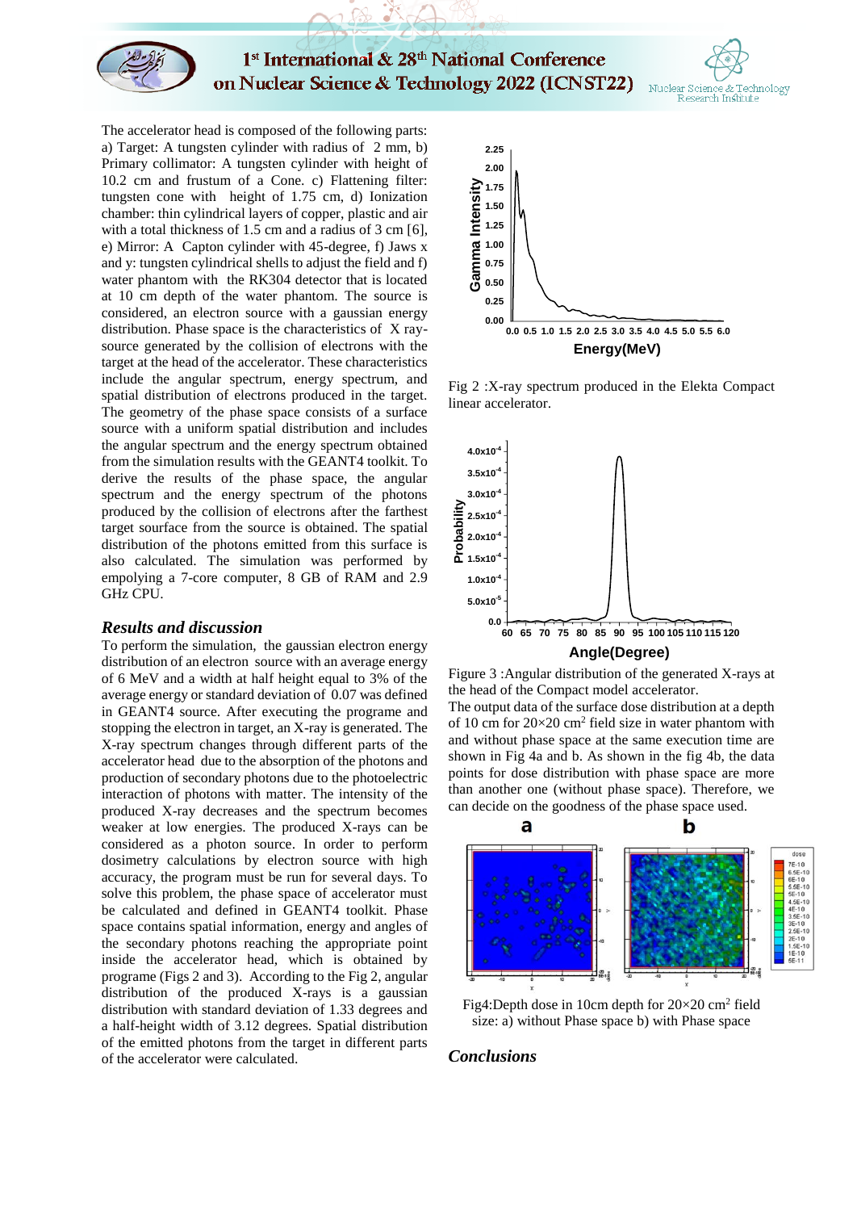The accelerator head is composed of the following parts: a) Target: A tungsten cylinder with radius of 2 mm, b) Primary collimator: A tungsten cylinder with height of 10.2 cm and frustum of a Cone. c) Flattening filter: tungsten cone with height of 1.75 cm, d) Ionization chamber: thin cylindrical layers of copper, plastic and air with a total thickness of 1.5 cm and a radius of 3 cm [6], e) Mirror: A Capton cylinder with 45-degree, f) Jaws x and y: tungsten cylindrical shells to adjust the field and f) water phantom with the RK304 detector that is located at 10 cm depth of the water phantom. The source is considered, an electron source with a gaussian energy distribution. Phase space is the characteristics of X ray-source generated by the collision of electrons with the target at the head of the accelerator. These characteristics include the angular spectrum, energy spectrum, and spatial distribution of electrons produced in the target. The geometry of the phase space consists of a surface source with a uniform spatial distribution and includes the angular spectrum and the energy spectrum obtained from the simulation results with the GEANT4 toolkit. To derive the results of the phase space, the angular spectrum and the energy spectrum of the photons produced by the collision of electrons after the farthest target surface from the source is obtained. The spatial distribution of the photons emitted from this surface is also calculated. The simulation was performed by empolying a 7-core computer, 8 GB of RAM and 2.9 GHz CPU.

## *Results and discussion*

To perform the simulation, the gaussian electron energy distribution of an electron source with an average energy of 6 MeV and a width at half height equal to 3% of the average energy or standard deviation of 0.07 was defined in GEANT4 source. After executing the programe and stopping the electron in target, an X-ray is generated. The X-ray spectrum changes through different parts of the accelerator head due to the absorption of the photons and production of secondary photons due to the photoelectric interaction of photons with matter. The intensity of the produced X-ray decreases and the spectrum becomes weaker at low energies. The produced X-rays can be considered as a photon source. In order to perform dosimetry calculations by electron source with high accuracy, the program must be run for several days. To solve this problem, the phase space of accelerator must be calculated and defined in GEANT4 toolkit. Phase space contains spatial information, energy and angles of the secondary photons reaching the appropriate point inside the accelerator head, which is obtained by programe (Figs 2 and 3). According to the Fig 2, angular distribution of the produced X-rays is a gaussian distribution with standard deviation of 1.33 degrees and a half-height width of 3.12 degrees. Spatial distribution of the emitted photons from the target in different parts of the accelerator were calculated.

Fig 2 :X-ray spectrum produced in the Elekta Compact linear accelerator.

Figure 3 :Angular distribution of the generated X-rays at the head of the Compact model accelerator.

The output data of the surface dose distribution at a depth of 10 cm for 20×20 $cm^2$ field size in water phantom with and without phase space at the same execution time are shown in Fig 4a and b. As shown in the fig 4b, the data points for dose distribution with phase space are more than another one (without phase space). Therefore, we can decide on the goodness of the phase space used.

Fig4:Depth dose in 10cm depth for 20×20 $cm^2$ field size: a) without Phase space b) with Phase space

## *Conclusions*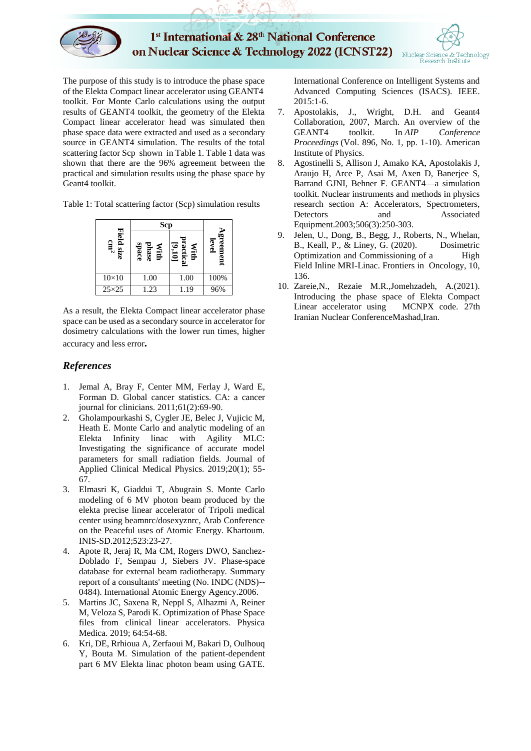The purpose of this study is to introduce the phase space of the Elekta Compact linear accelerator using GEANT4 toolkit. For Monte Carlo calculations using the output results of GEANT4 toolkit, the geometry of the Elekta Compact linear accelerator head was simulated then phase space data were extracted and used as a secondary source in GEANT4 simulation. The results of the total scattering factor Scp shown in Table 1. Table 1 data was shown that there are the 96% agreement between the practical and simulation results using the phase space by Geant4 toolkit.

Table 1: Total scattering factor (Scp) simulation results

| Field size $cm^2$ | Scp | | Agreement level |
|---|---|---|---|
| | With phase space | With practical [9,10] | |
| 10×10 | 1.00 | 1.00 | 100% |
| 25×25 | 1.23 | 1.19 | 96% |

As a result, the Elekta Compact linear accelerator phase space can be used as a secondary source in accelerator for dosimetry calculations with the lower run times, higher accuracy and less error**.**

## *References*

1. Jemal A, Bray F, Center MM, Ferlay J, Ward E, Forman D. Global cancer statistics. CA: a cancer journal for clinicians. 2011;61(2):69-90.
2. Gholampourkashi S, Cygler JE, Belec J, Vujicic M, Heath E. Monte Carlo and analytic modeling of an Elekta Infinity linac with Agility MLC: Investigating the significance of accurate model parameters for small radiation fields. Journal of Applied Clinical Medical Physics. 2019;20(1); 55-67.
3. Elmasri K, Giaddui T, Abugrain S. Monte Carlo modeling of 6 MV photon beam produced by the elekta precise linear accelerator of Tripoli medical center using beamnrc/dosexyznrc, Arab Conference on the Peaceful uses of Atomic Energy. Khartoum. INIS-SD.2012;523:23-27.
4. Apote R, Jeraj R, Ma CM, Rogers DWO, Sanchez-Doblado F, Sempau J, Siebers JV. Phase-space database for external beam radiotherapy. Summary report of a consultants' meeting (No. INDC (NDS)--0484). International Atomic Energy Agency.2006.
5. Martins JC, Saxena R, Neppl S, Alhazmi A, Reiner M, Veloza S, Parodi K. Optimization of Phase Space files from clinical linear accelerators. Physica Medica. 2019; 64:54-68.
6. Kri, DE, Rrhioua A, Zerfaoui M, Bakari D, Oulhouq Y, Bouta M. Simulation of the patient-dependent part 6 MV Elekta linac photon beam using GATE. International Conference on Intelligent Systems and Advanced Computing Sciences (ISACS). IEEE. 2015:1-6.
7. Apostolakis, J., Wright, D.H. and Geant4 Collaboration, 2007, March. An overview of the GEANT4 toolkit. In *AIP Conference Proceedings* (Vol. 896, No. 1, pp. 1-10). American Institute of Physics.
8. Agostinelli S, Allison J, Amako KA, Apostolakis J, Araujo H, Arce P, Asai M, Axen D, Banerjee S, Barrand GJNI, Behner F. GEANT4—a simulation toolkit. Nuclear instruments and methods in physics research section A: Accelerators, Spectrometers, Detectors and Associated Equipment.2003;506(3):250-303.
9. Jelen, U., Dong, B., Begg, J., Roberts, N., Whelan, B., Keall, P., & Liney, G. (2020). Dosimetric Optimization and Commissioning of a High Field Inline MRI-Linac. Frontiers in Oncology, 10, 136.
10. Zareie,N., Rezaie M.R.,Jomehzadeh, A.(2021). Introducing the phase space of Elekta Compact Linear accelerator using MCNPX code. 27th Iranian Nuclear ConferenceMashad,Iran.